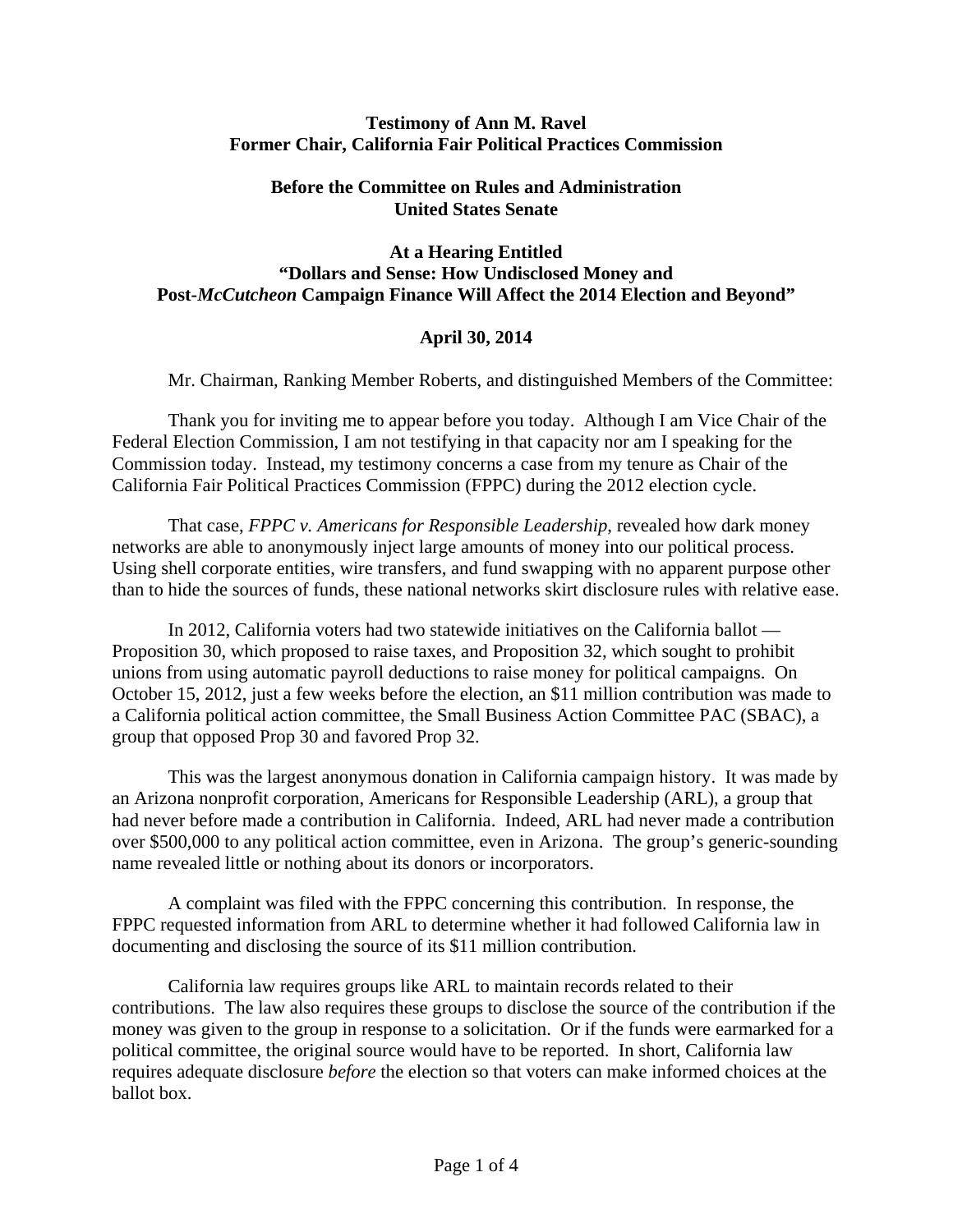**Testimony of Ann M. Ravel**
**Former Chair, California Fair Political Practices Commission**

**Before the Committee on Rules and Administration**
**United States Senate**

**At a Hearing Entitled**
**"Dollars and Sense: How Undisclosed Money and Post-*McCutcheon* Campaign Finance Will Affect the 2014 Election and Beyond"**

**April 30, 2014**

Mr. Chairman, Ranking Member Roberts, and distinguished Members of the Committee:

Thank you for inviting me to appear before you today. Although I am Vice Chair of the Federal Election Commission, I am not testifying in that capacity nor am I speaking for the Commission today. Instead, my testimony concerns a case from my tenure as Chair of the California Fair Political Practices Commission (FPPC) during the 2012 election cycle.

That case, *FPPC v. Americans for Responsible Leadership*, revealed how dark money networks are able to anonymously inject large amounts of money into our political process. Using shell corporate entities, wire transfers, and fund swapping with no apparent purpose other than to hide the sources of funds, these national networks skirt disclosure rules with relative ease.

In 2012, California voters had two statewide initiatives on the California ballot — Proposition 30, which proposed to raise taxes, and Proposition 32, which sought to prohibit unions from using automatic payroll deductions to raise money for political campaigns. On October 15, 2012, just a few weeks before the election, an $11 million contribution was made to a California political action committee, the Small Business Action Committee PAC (SBAC), a group that opposed Prop 30 and favored Prop 32.

This was the largest anonymous donation in California campaign history. It was made by an Arizona nonprofit corporation, Americans for Responsible Leadership (ARL), a group that had never before made a contribution in California. Indeed, ARL had never made a contribution over $500,000 to any political action committee, even in Arizona. The group's generic-sounding name revealed little or nothing about its donors or incorporators.

A complaint was filed with the FPPC concerning this contribution. In response, the FPPC requested information from ARL to determine whether it had followed California law in documenting and disclosing the source of its $11 million contribution.

California law requires groups like ARL to maintain records related to their contributions. The law also requires these groups to disclose the source of the contribution if the money was given to the group in response to a solicitation. Or if the funds were earmarked for a political committee, the original source would have to be reported. In short, California law requires adequate disclosure *before* the election so that voters can make informed choices at the ballot box.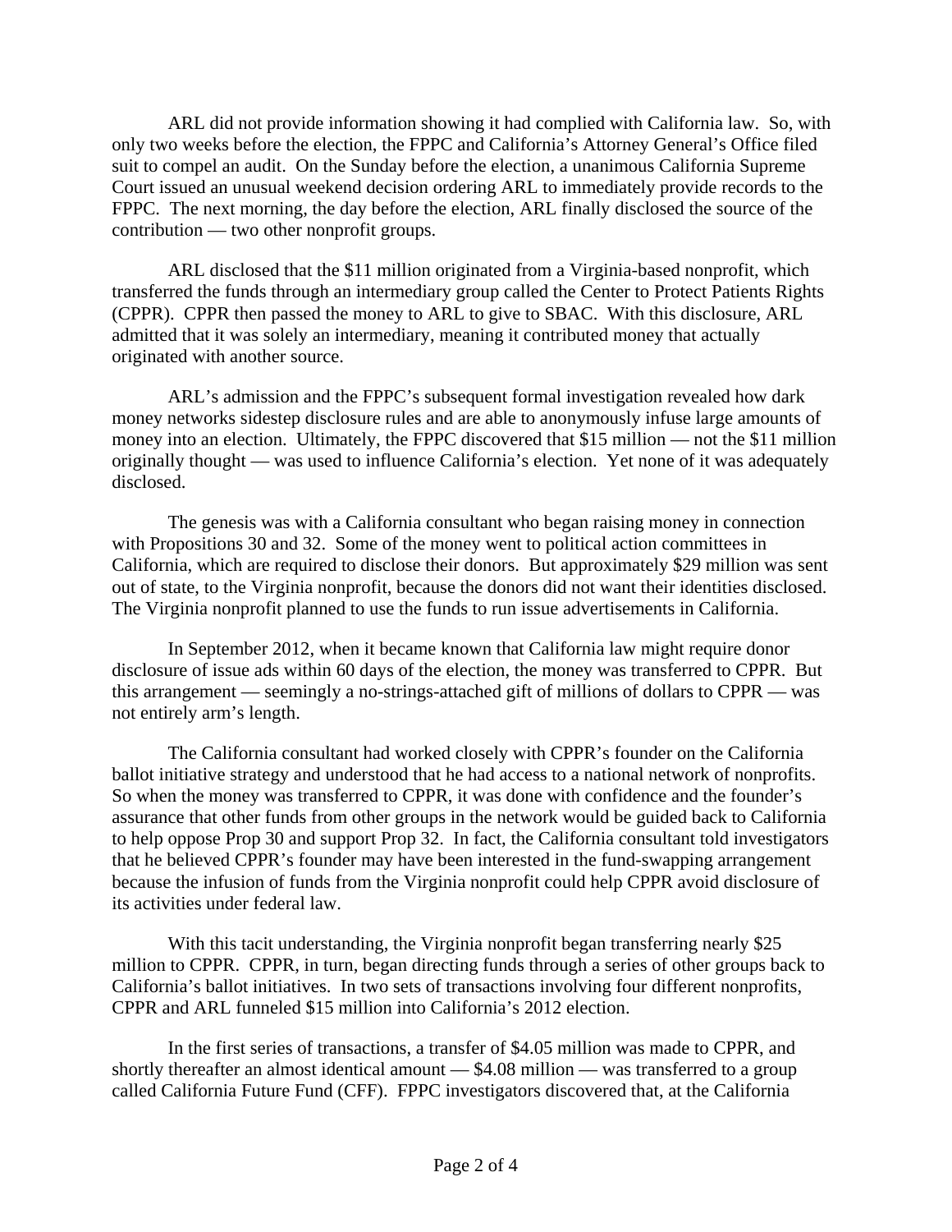ARL did not provide information showing it had complied with California law. So, with only two weeks before the election, the FPPC and California's Attorney General's Office filed suit to compel an audit. On the Sunday before the election, a unanimous California Supreme Court issued an unusual weekend decision ordering ARL to immediately provide records to the FPPC. The next morning, the day before the election, ARL finally disclosed the source of the contribution — two other nonprofit groups.

ARL disclosed that the $11 million originated from a Virginia-based nonprofit, which transferred the funds through an intermediary group called the Center to Protect Patients Rights (CPPR). CPPR then passed the money to ARL to give to SBAC. With this disclosure, ARL admitted that it was solely an intermediary, meaning it contributed money that actually originated with another source.

ARL's admission and the FPPC's subsequent formal investigation revealed how dark money networks sidestep disclosure rules and are able to anonymously infuse large amounts of money into an election. Ultimately, the FPPC discovered that $15 million — not the $11 million originally thought — was used to influence California's election. Yet none of it was adequately disclosed.

The genesis was with a California consultant who began raising money in connection with Propositions 30 and 32. Some of the money went to political action committees in California, which are required to disclose their donors. But approximately $29 million was sent out of state, to the Virginia nonprofit, because the donors did not want their identities disclosed. The Virginia nonprofit planned to use the funds to run issue advertisements in California.

In September 2012, when it became known that California law might require donor disclosure of issue ads within 60 days of the election, the money was transferred to CPPR. But this arrangement — seemingly a no-strings-attached gift of millions of dollars to CPPR — was not entirely arm's length.

The California consultant had worked closely with CPPR's founder on the California ballot initiative strategy and understood that he had access to a national network of nonprofits. So when the money was transferred to CPPR, it was done with confidence and the founder's assurance that other funds from other groups in the network would be guided back to California to help oppose Prop 30 and support Prop 32. In fact, the California consultant told investigators that he believed CPPR's founder may have been interested in the fund-swapping arrangement because the infusion of funds from the Virginia nonprofit could help CPPR avoid disclosure of its activities under federal law.

With this tacit understanding, the Virginia nonprofit began transferring nearly $25 million to CPPR. CPPR, in turn, began directing funds through a series of other groups back to California's ballot initiatives. In two sets of transactions involving four different nonprofits, CPPR and ARL funneled $15 million into California's 2012 election.

In the first series of transactions, a transfer of $4.05 million was made to CPPR, and shortly thereafter an almost identical amount — $4.08 million — was transferred to a group called California Future Fund (CFF). FPPC investigators discovered that, at the California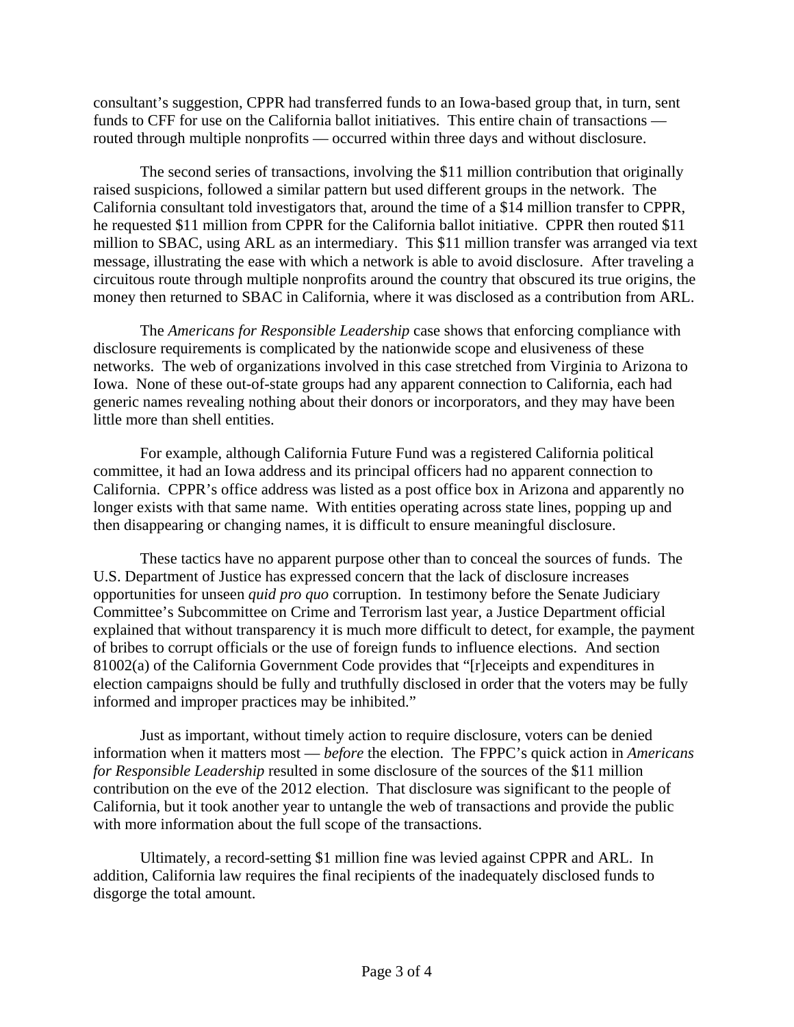consultant's suggestion, CPPR had transferred funds to an Iowa-based group that, in turn, sent funds to CFF for use on the California ballot initiatives. This entire chain of transactions — routed through multiple nonprofits — occurred within three days and without disclosure.

The second series of transactions, involving the $11 million contribution that originally raised suspicions, followed a similar pattern but used different groups in the network. The California consultant told investigators that, around the time of a $14 million transfer to CPPR, he requested $11 million from CPPR for the California ballot initiative. CPPR then routed $11 million to SBAC, using ARL as an intermediary. This $11 million transfer was arranged via text message, illustrating the ease with which a network is able to avoid disclosure. After traveling a circuitous route through multiple nonprofits around the country that obscured its true origins, the money then returned to SBAC in California, where it was disclosed as a contribution from ARL.

The *Americans for Responsible Leadership* case shows that enforcing compliance with disclosure requirements is complicated by the nationwide scope and elusiveness of these networks. The web of organizations involved in this case stretched from Virginia to Arizona to Iowa. None of these out-of-state groups had any apparent connection to California, each had generic names revealing nothing about their donors or incorporators, and they may have been little more than shell entities.

For example, although California Future Fund was a registered California political committee, it had an Iowa address and its principal officers had no apparent connection to California. CPPR's office address was listed as a post office box in Arizona and apparently no longer exists with that same name. With entities operating across state lines, popping up and then disappearing or changing names, it is difficult to ensure meaningful disclosure.

These tactics have no apparent purpose other than to conceal the sources of funds. The U.S. Department of Justice has expressed concern that the lack of disclosure increases opportunities for unseen *quid pro quo* corruption. In testimony before the Senate Judiciary Committee's Subcommittee on Crime and Terrorism last year, a Justice Department official explained that without transparency it is much more difficult to detect, for example, the payment of bribes to corrupt officials or the use of foreign funds to influence elections. And section 81002(a) of the California Government Code provides that "[r]eceipts and expenditures in election campaigns should be fully and truthfully disclosed in order that the voters may be fully informed and improper practices may be inhibited."

Just as important, without timely action to require disclosure, voters can be denied information when it matters most — *before* the election. The FPPC's quick action in *Americans for Responsible Leadership* resulted in some disclosure of the sources of the $11 million contribution on the eve of the 2012 election. That disclosure was significant to the people of California, but it took another year to untangle the web of transactions and provide the public with more information about the full scope of the transactions.

Ultimately, a record-setting $1 million fine was levied against CPPR and ARL. In addition, California law requires the final recipients of the inadequately disclosed funds to disgorge the total amount.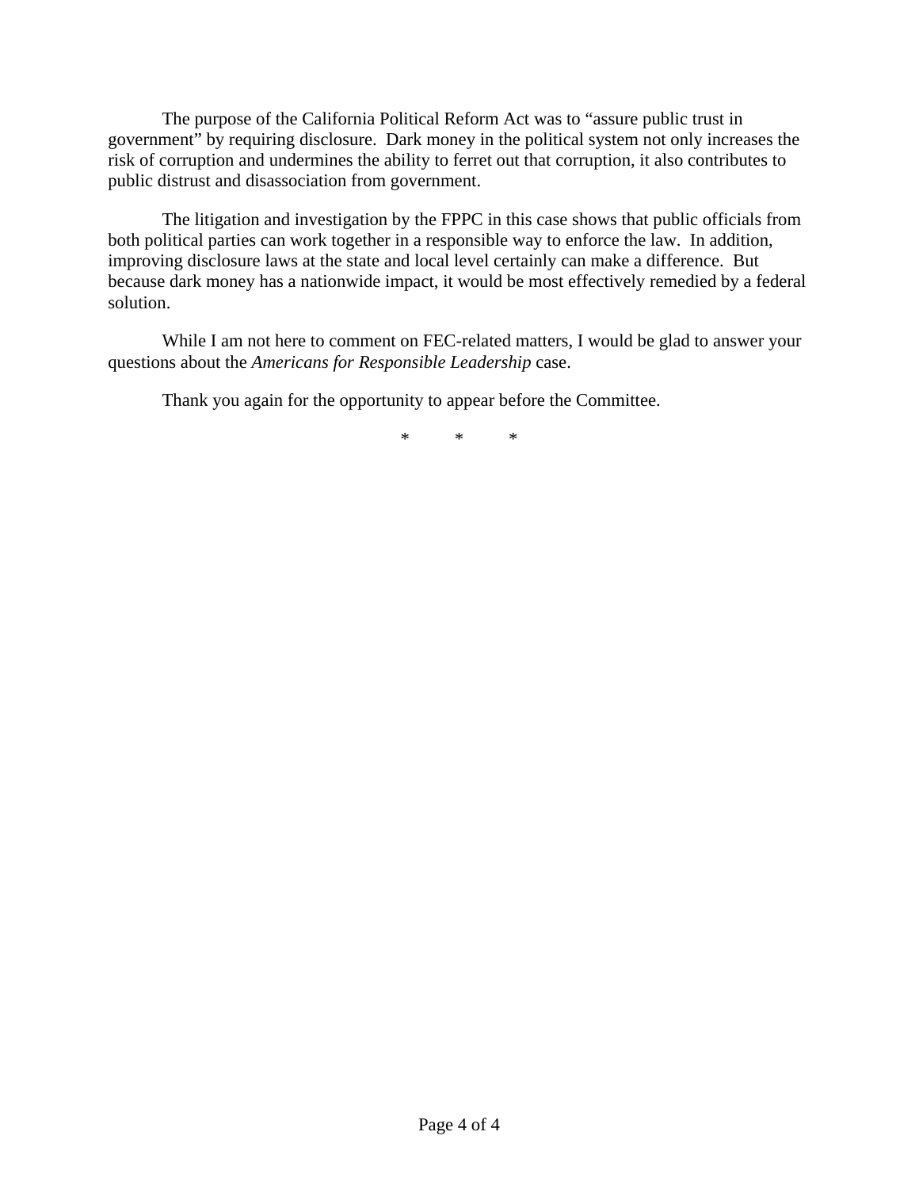The purpose of the California Political Reform Act was to "assure public trust in government" by requiring disclosure. Dark money in the political system not only increases the risk of corruption and undermines the ability to ferret out that corruption, it also contributes to public distrust and disassociation from government.

The litigation and investigation by the FPPC in this case shows that public officials from both political parties can work together in a responsible way to enforce the law. In addition, improving disclosure laws at the state and local level certainly can make a difference. But because dark money has a nationwide impact, it would be most effectively remedied by a federal solution.

While I am not here to comment on FEC-related matters, I would be glad to answer your questions about the *Americans for Responsible Leadership* case.

Thank you again for the opportunity to appear before the Committee.

\* \* \*